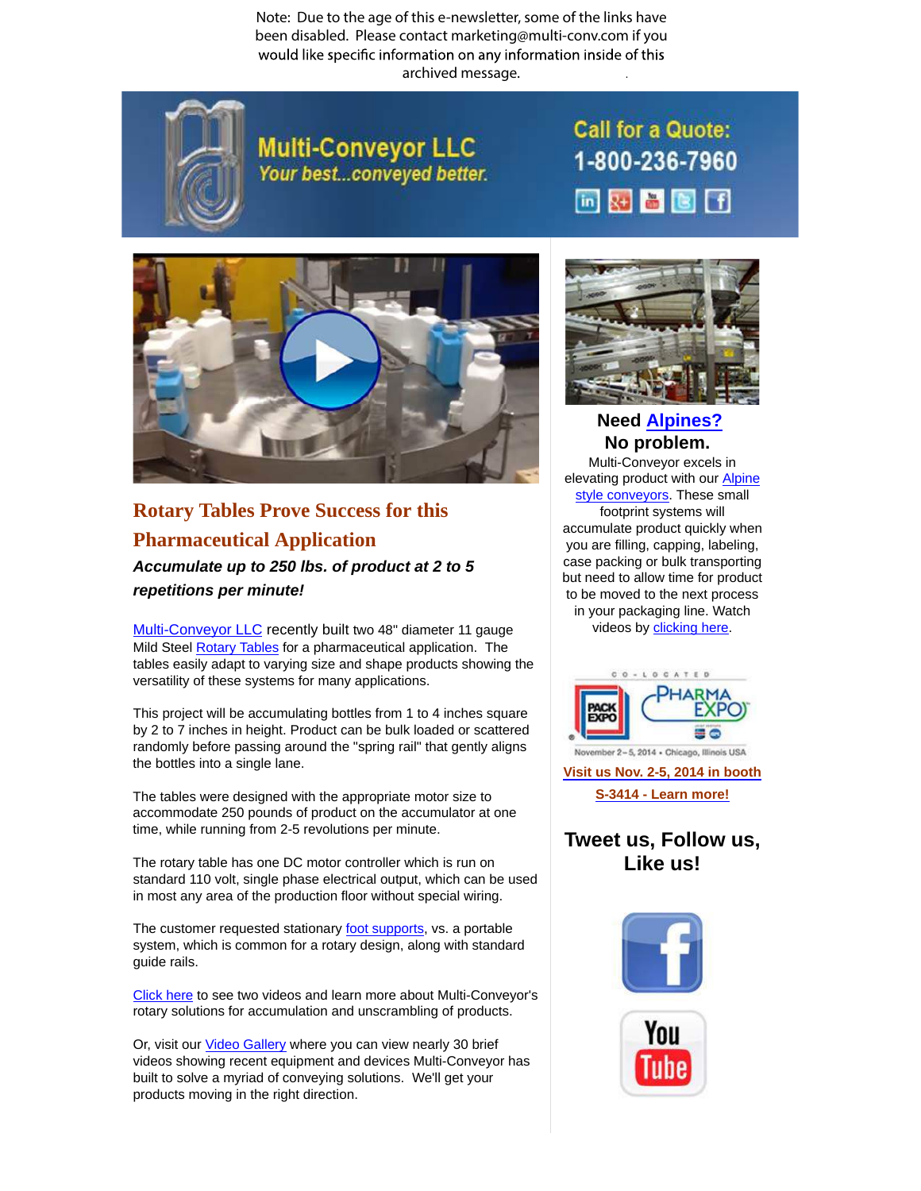Note: Due to the age of this e-newsletter, some of the links have been disabled. Please contact marketing@multi-conv.com if you would like specific information on any information inside of this archived message.

**Multi-Conveyor LLC**
*Your best...conveyed better.*

**Call for a Quote: 1-800-236-7960**

## Rotary Tables Prove Success for this Pharmaceutical Application

***Accumulate up to 250 lbs. of product at 2 to 5 repetitions per minute!***

Multi-Conveyor LLC recently built two 48" diameter 11 gauge Mild Steel Rotary Tables for a pharmaceutical application. The tables easily adapt to varying size and shape products showing the versatility of these systems for many applications.

This project will be accumulating bottles from 1 to 4 inches square by 2 to 7 inches in height. Product can be bulk loaded or scattered randomly before passing around the "spring rail" that gently aligns the bottles into a single lane.

The tables were designed with the appropriate motor size to accommodate 250 pounds of product on the accumulator at one time, while running from 2-5 revolutions per minute.

The rotary table has one DC motor controller which is run on standard 110 volt, single phase electrical output, which can be used in most any area of the production floor without special wiring.

The customer requested stationary foot supports, vs. a portable system, which is common for a rotary design, along with standard guide rails.

Click here to see two videos and learn more about Multi-Conveyor's rotary solutions for accumulation and unscrambling of products.

Or, visit our Video Gallery where you can view nearly 30 brief videos showing recent equipment and devices Multi-Conveyor has built to solve a myriad of conveying solutions. We'll get your products moving in the right direction.

### Need Alpines? No problem.

Multi-Conveyor excels in elevating product with our Alpine style conveyors. These small footprint systems will accumulate product quickly when you are filling, capping, labeling, case packing or bulk transporting but need to allow time for product to be moved to the next process in your packaging line. Watch videos by clicking here.

CO-LOCATED PACK EXPO PHARMA EXPO
November 2–5, 2014 • Chicago, Illinois USA

**Visit us Nov. 2-5, 2014 in booth S-3414 - Learn more!**

### Tweet us, Follow us, Like us!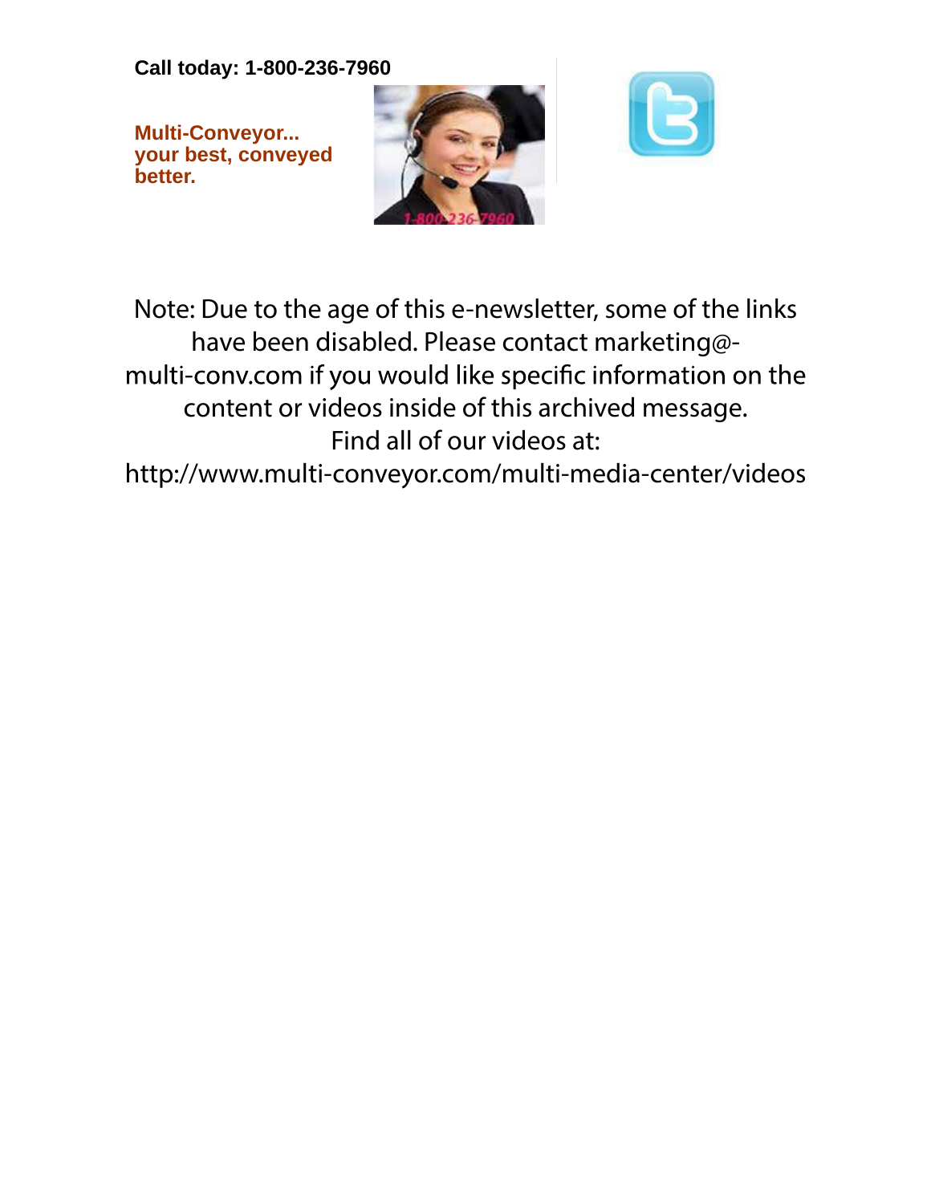**Call today: 1-800-236-7960**

**Multi-Conveyor... your best, conveyed better.**

Note: Due to the age of this e-newsletter, some of the links have been disabled. Please contact marketing@multi-conv.com if you would like specific information on the content or videos inside of this archived message.
Find all of our videos at:
http://www.multi-conveyor.com/multi-media-center/videos